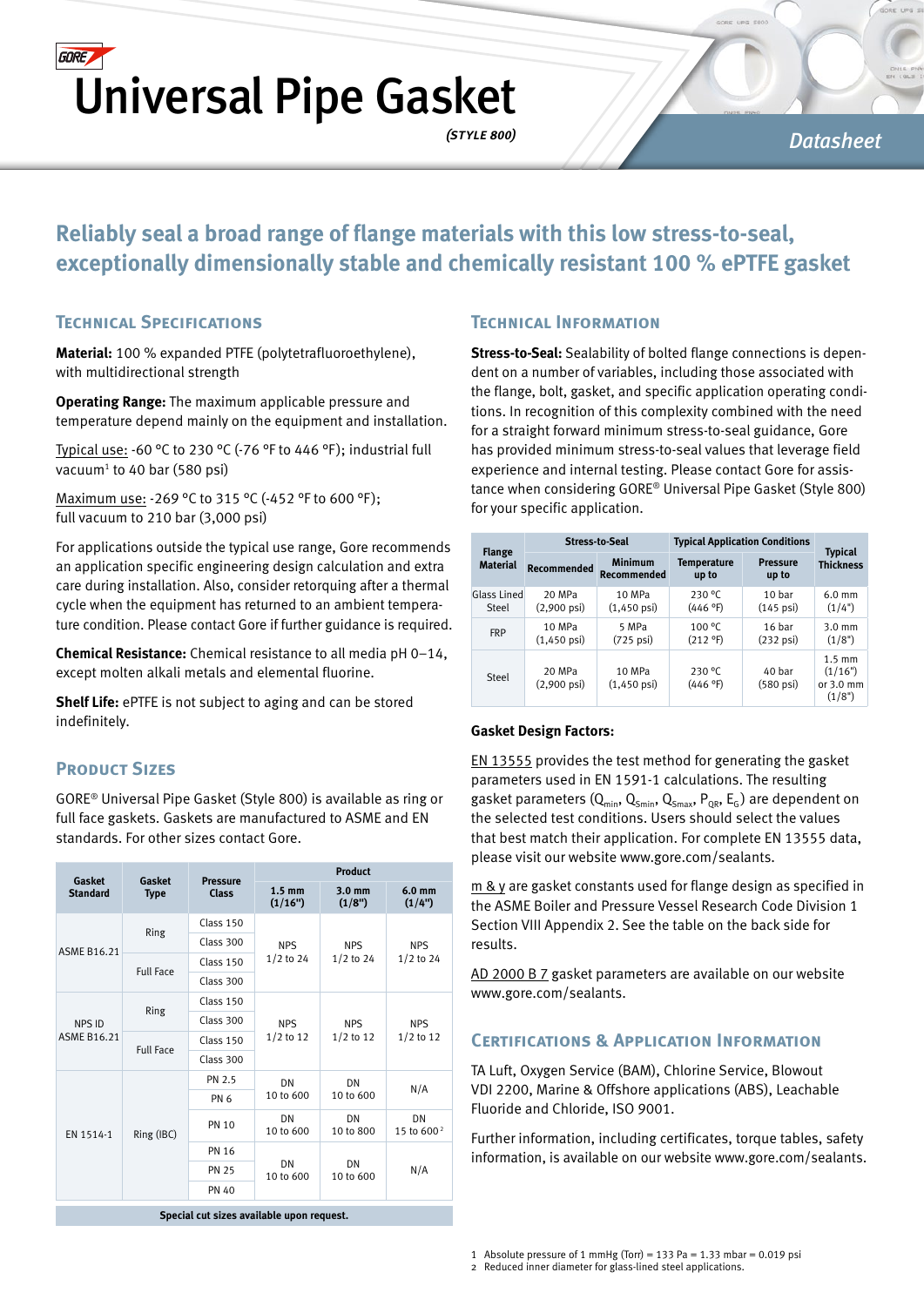GORE

# Universal Pipe Gasket

*(STYLE 800)*

Datasheet

## Reliably seal a broad range of flange materials with this low stress-to-seal, exceptionally dimensionally stable and chemically resistant 100 % ePTFE gasket

## Technical Specifications

**Material:** 100 % expanded PTFE (polytetrafluoroethylene), with multidirectional strength

**Operating Range:** The maximum applicable pressure and temperature depend mainly on the equipment and installation.

Typical use: -60 °C to 230 °C (-76 °F to 446 °F); industrial full vacuum[1] to 40 bar (580 psi)

Maximum use: -269 °C to 315 °C (-452 °F to 600 °F); full vacuum to 210 bar (3,000 psi)

For applications outside the typical use range, Gore recommends an application specific engineering design calculation and extra care during installation. Also, consider retorquing after a thermal cycle when the equipment has returned to an ambient temperature condition. Please contact Gore if further guidance is required.

**Chemical Resistance:** Chemical resistance to all media pH 0–14, except molten alkali metals and elemental fluorine.

**Shelf Life:** ePTFE is not subject to aging and can be stored indefinitely.

## Product Sizes

GORE® Universal Pipe Gasket (Style 800) is available as ring or full face gaskets. Gaskets are manufactured to ASME and EN standards. For other sizes contact Gore.

| Gasket Standard | Gasket Type | Pressure Class | Product | | |
|---|---|---|---|---|---|
| | | | 1.5 mm (1/16") | 3.0 mm (1/8") | 6.0 mm (1/4") |
| ASME B16.21 | Ring | Class 150 | NPS 1/2 to 24 | NPS 1/2 to 24 | NPS 1/2 to 24 |
| | | Class 300 | | | |
| | Full Face | Class 150 | | | |
| | | Class 300 | | | |
| NPS ID ASME B16.21 | Ring | Class 150 | NPS 1/2 to 12 | NPS 1/2 to 12 | NPS 1/2 to 12 |
| | | Class 300 | | | |
| | Full Face | Class 150 | | | |
| | | Class 300 | | | |
| EN 1514-1 | Ring (IBC) | PN 2.5 | DN 10 to 600 | DN 10 to 600 | N/A |
| | | PN 6 | | | |
| | | PN 10 | DN 10 to 600 | DN 10 to 800 | DN 15 to 600[2] |
| | | PN 16 | DN 10 to 600 | DN 10 to 600 | N/A |
| | | PN 25 | | | |
| | | PN 40 | | | |
| Special cut sizes available upon request. | | | | | |

## Technical Information

**Stress-to-Seal:** Sealability of bolted flange connections is dependent on a number of variables, including those associated with the flange, bolt, gasket, and specific application operating conditions. In recognition of this complexity combined with the need for a straight forward minimum stress-to-seal guidance, Gore has provided minimum stress-to-seal values that leverage field experience and internal testing. Please contact Gore for assistance when considering GORE® Universal Pipe Gasket (Style 800) for your specific application.

| Flange Material | Stress-to-Seal | | Typical Application Conditions | | Typical Thickness |
|---|---|---|---|---|---|
| | Recommended | Minimum Recommended | Temperature up to | Pressure up to | |
| Glass Lined Steel | 20 MPa (2,900 psi) | 10 MPa (1,450 psi) | 230 °C (446 °F) | 10 bar (145 psi) | 6.0 mm (1/4") |
| FRP | 10 MPa (1,450 psi) | 5 MPa (725 psi) | 100 °C (212 °F) | 16 bar (232 psi) | 3.0 mm (1/8") |
| Steel | 20 MPa (2,900 psi) | 10 MPa (1,450 psi) | 230 °C (446 °F) | 40 bar (580 psi) | 1.5 mm (1/16") or 3.0 mm (1/8") |

**Gasket Design Factors:**

EN 13555 provides the test method for generating the gasket parameters used in EN 1591-1 calculations. The resulting gasket parameters ($Q_{min}$, $Q_{Smin}$, $Q_{Smax}$, $P_{QR}$, $E_G$) are dependent on the selected test conditions. Users should select the values that best match their application. For complete EN 13555 data, please visit our website www.gore.com/sealants.

m & y are gasket constants used for flange design as specified in the ASME Boiler and Pressure Vessel Research Code Division 1 Section VIII Appendix 2. See the table on the back side for results.

AD 2000 B 7 gasket parameters are available on our website www.gore.com/sealants.

## Certifications & Application Information

TA Luft, Oxygen Service (BAM), Chlorine Service, Blowout VDI 2200, Marine & Offshore applications (ABS), Leachable Fluoride and Chloride, ISO 9001.

Further information, including certificates, torque tables, safety information, is available on our website www.gore.com/sealants.

1 Absolute pressure of 1 mmHg (Torr) = 133 Pa = 1.33 mbar = 0.019 psi
2 Reduced inner diameter for glass-lined steel applications.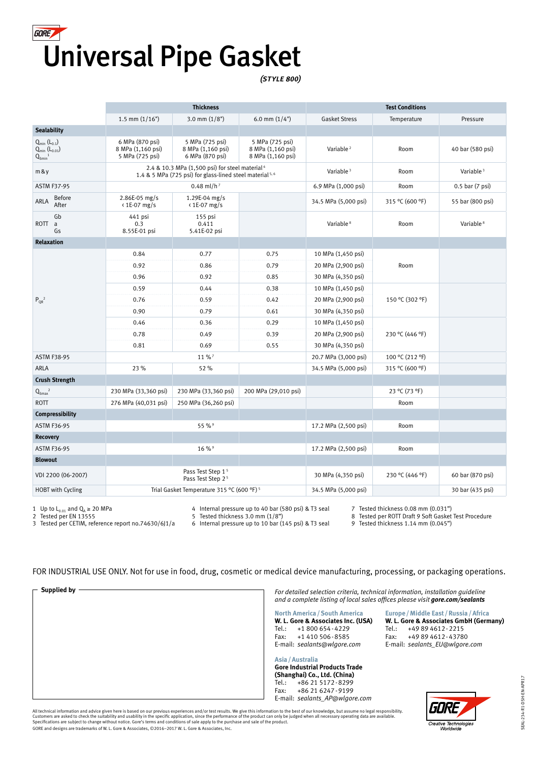# Universal Pipe Gasket

***(STYLE 800)***

| | Thickness | | | Test Conditions | | |
|---|---|---|---|---|---|---|
| | 1.5 mm (1/16") | 3.0 mm (1/8") | 6.0 mm (1/4") | Gasket Stress | Temperature | Pressure |
| **Sealability** | | | | | | |
| $Q_{min}$ ($L_{0.1}$)<br>$Q_{min}$ ($L_{0.01}$)<br>$Q_{Smin}$ [1] | 6 MPa (870 psi)<br>8 MPa (1,160 psi)<br>5 MPa (725 psi) | 5 MPa (725 psi)<br>8 MPa (1,160 psi)<br>6 MPa (870 psi) | 5 MPa (725 psi)<br>8 MPa (1,160 psi)<br>8 MPa (1,160 psi) | Variable [2] | Room | 40 bar (580 psi) |
| m & y | 2.4 & 10.3 MPa (1,500 psi) for steel material [4]<br>1.4 & 5 MPa (725 psi) for glass-lined steel material [5, 6] | | | Variable [3] | Room | Variable [3] |
| ASTM F37-95 | 0.48 ml/h [7] | | | 6.9 MPa (1,000 psi) | Room | 0.5 bar (7 psi) |
| ARLA Before<br>After | 2.86E-05 mg/s<br>‹ 1E-07 mg/s | 1.29E-04 mg/s<br>‹ 1E-07 mg/s | | 34.5 MPa (5,000 psi) | 315 °C (600 °F) | 55 bar (800 psi) |
| ROTT Gb<br>a<br>Gs | 441 psi<br>0.3<br>8.55E-01 psi | 155 psi<br>0.411<br>5.41E-02 psi | | Variable [8] | Room | Variable [8] |
| **Relaxation** | | | | | | |
| $P_{QR}$ [2] | 0.84 | 0.77 | 0.75 | 10 MPa (1,450 psi) | Room | |
| | 0.92 | 0.86 | 0.79 | 20 MPa (2,900 psi) | | |
| | 0.96 | 0.92 | 0.85 | 30 MPa (4,350 psi) | | |
| | 0.59 | 0.44 | 0.38 | 10 MPa (1,450 psi) | 150 °C (302 °F) | |
| | 0.76 | 0.59 | 0.42 | 20 MPa (2,900 psi) | | |
| | 0.90 | 0.79 | 0.61 | 30 MPa (4,350 psi) | | |
| | 0.46 | 0.36 | 0.29 | 10 MPa (1,450 psi) | 230 °C (446 °F) | |
| | 0.78 | 0.49 | 0.39 | 20 MPa (2,900 psi) | | |
| | 0.81 | 0.69 | 0.55 | 30 MPa (4,350 psi) | | |
| ASTM F38-95 | 11 % [7] | | | 20.7 MPa (3,000 psi) | 100 °C (212 °F) | |
| ARLA | 23 % | 52 % | | 34.5 MPa (5,000 psi) | 315 °C (600 °F) | |
| **Crush Strength** | | | | | | |
| $Q_{Smax}$ [2] | 230 MPa (33,360 psi) | 230 MPa (33,360 psi) | 200 MPa (29,010 psi) | | 23 °C (73 °F) | |
| ROTT | 276 MPa (40,031 psi) | 250 MPa (36,260 psi) | | | Room | |
| **Compressibility** | | | | | | |
| ASTM F36-95 | 55 % [9] | | | 17.2 MPa (2,500 psi) | Room | |
| **Recovery** | | | | | | |
| ASTM F36-95 | 16 % [9] | | | 17.2 MPa (2,500 psi) | Room | |
| **Blowout** | | | | | | |
| VDI 2200 (06-2007) | Pass Test Step 1 [5]<br>Pass Test Step 2 [5] | | | 30 MPa (4,350 psi) | 230 °C (446 °F) | 60 bar (870 psi) |
| HOBT with Cycling | Trial Gasket Temperature 315 °C (600 °F) [5] | | | 34.5 MPa (5,000 psi) | | 30 bar (435 psi) |

1 Up to $L_{0.01}$ and $Q_A \geq 20$ MPa
2 Tested per EN 13555
3 Tested per CETIM, reference report no.74630/6J1/a
4 Internal pressure up to 40 bar (580 psi) & T3 seal
5 Tested thickness 3.0 mm (1/8")
6 Internal pressure up to 10 bar (145 psi) & T3 seal
7 Tested thickness 0.08 mm (0.031")
8 Tested per ROTT Draft 9 Soft Gasket Test Procedure
9 Tested thickness 1.14 mm (0.045")

FOR INDUSTRIAL USE ONLY. Not for use in food, drug, cosmetic or medical device manufacturing, processing, or packaging operations.

**Supplied by**

*For detailed selection criteria, technical information, installation guideline and a complete listing of local sales offices please visit* ***gore.com/sealants***

**North America / South America**
**W. L. Gore & Associates Inc. (USA)**
Tel.: +1 800 654-4229
Fax: +1 410 506-8585
E-mail: *sealants@wlgore.com*

**Europe / Middle East / Russia / Africa**
**W. L. Gore & Associates GmbH (Germany)**
Tel.: +49 89 4612-2215
Fax: +49 89 4612-43780
E-mail: *sealants_EU@wlgore.com*

**Asia / Australia**
**Gore Industrial Products Trade (Shanghai) Co., Ltd. (China)**
Tel.: +86 21 5172-8299
Fax: +86 21 6247-9199
E-mail: *sealants_AP@wlgore.com*

All technical information and advice given here is based on our previous experiences and/or test results. We give this information to the best of our knowledge, but assume no legal responsibility. Customers are asked to check the suitability and usability in the specific application, since the performance of the product can only be judged when all necessary operating data are available. Specifications are subject to change without notice. Gore's terms and conditions of sale apply to the purchase and sale of the product.
GORE and designs are trademarks of W. L. Gore & Associates, ©2016–2017 W. L. Gore & Associates, Inc.

GORE Creative Technologies Worldwide

SEAL-234-R1-DSH-EN-APR17